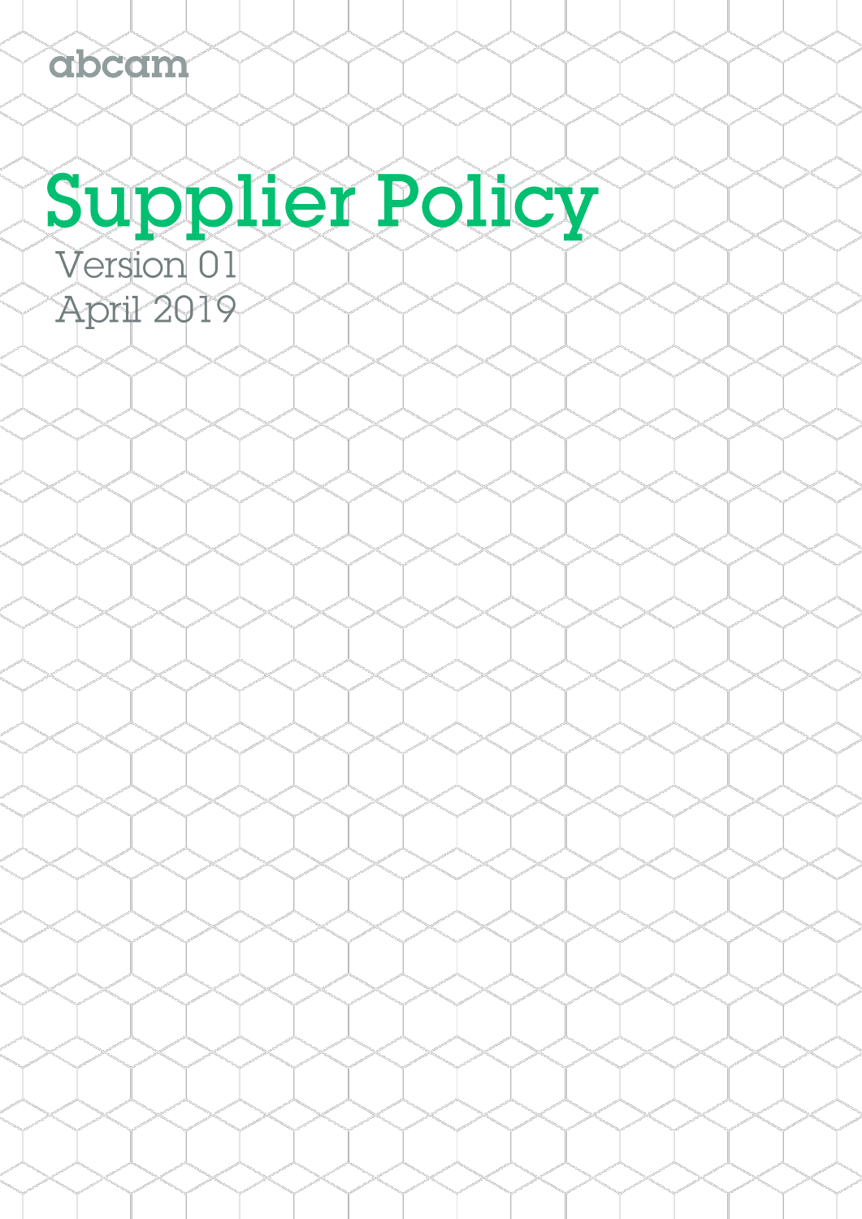abcam

# Supplier Policy

Version 01

April 2019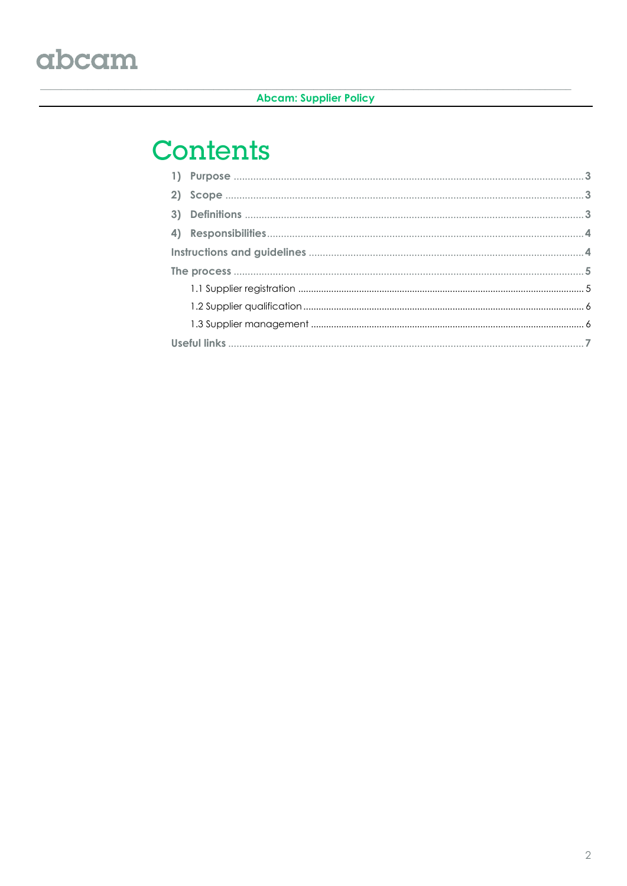# Contents

1) Purpose ..... 3
2) Scope ..... 3
3) Definitions ..... 3
4) Responsibilities ..... 4

Instructions and guidelines ..... 4

The process ..... 5

- 1.1 Supplier registration ..... 5
- 1.2 Supplier qualification ..... 6
- 1.3 Supplier management ..... 6

Useful links ..... 7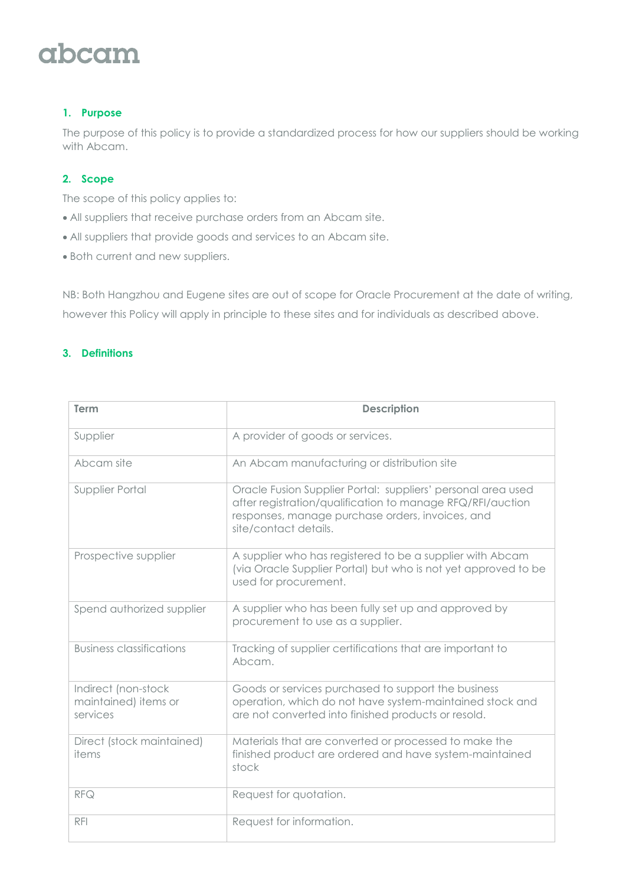abcam

## 1. Purpose

The purpose of this policy is to provide a standardized process for how our suppliers should be working with Abcam.

## 2. Scope

The scope of this policy applies to:

- All suppliers that receive purchase orders from an Abcam site.
- All suppliers that provide goods and services to an Abcam site.
- Both current and new suppliers.

NB: Both Hangzhou and Eugene sites are out of scope for Oracle Procurement at the date of writing, however this Policy will apply in principle to these sites and for individuals as described above.

## 3. Definitions

| Term | Description |
|---|---|
| Supplier | A provider of goods or services. |
| Abcam site | An Abcam manufacturing or distribution site |
| Supplier Portal | Oracle Fusion Supplier Portal: suppliers' personal area used after registration/qualification to manage RFQ/RFI/auction responses, manage purchase orders, invoices, and site/contact details. |
| Prospective supplier | A supplier who has registered to be a supplier with Abcam (via Oracle Supplier Portal) but who is not yet approved to be used for procurement. |
| Spend authorized supplier | A supplier who has been fully set up and approved by procurement to use as a supplier. |
| Business classifications | Tracking of supplier certifications that are important to Abcam. |
| Indirect (non-stock maintained) items or services | Goods or services purchased to support the business operation, which do not have system-maintained stock and are not converted into finished products or resold. |
| Direct (stock maintained) items | Materials that are converted or processed to make the finished product are ordered and have system-maintained stock |
| RFQ | Request for quotation. |
| RFI | Request for information. |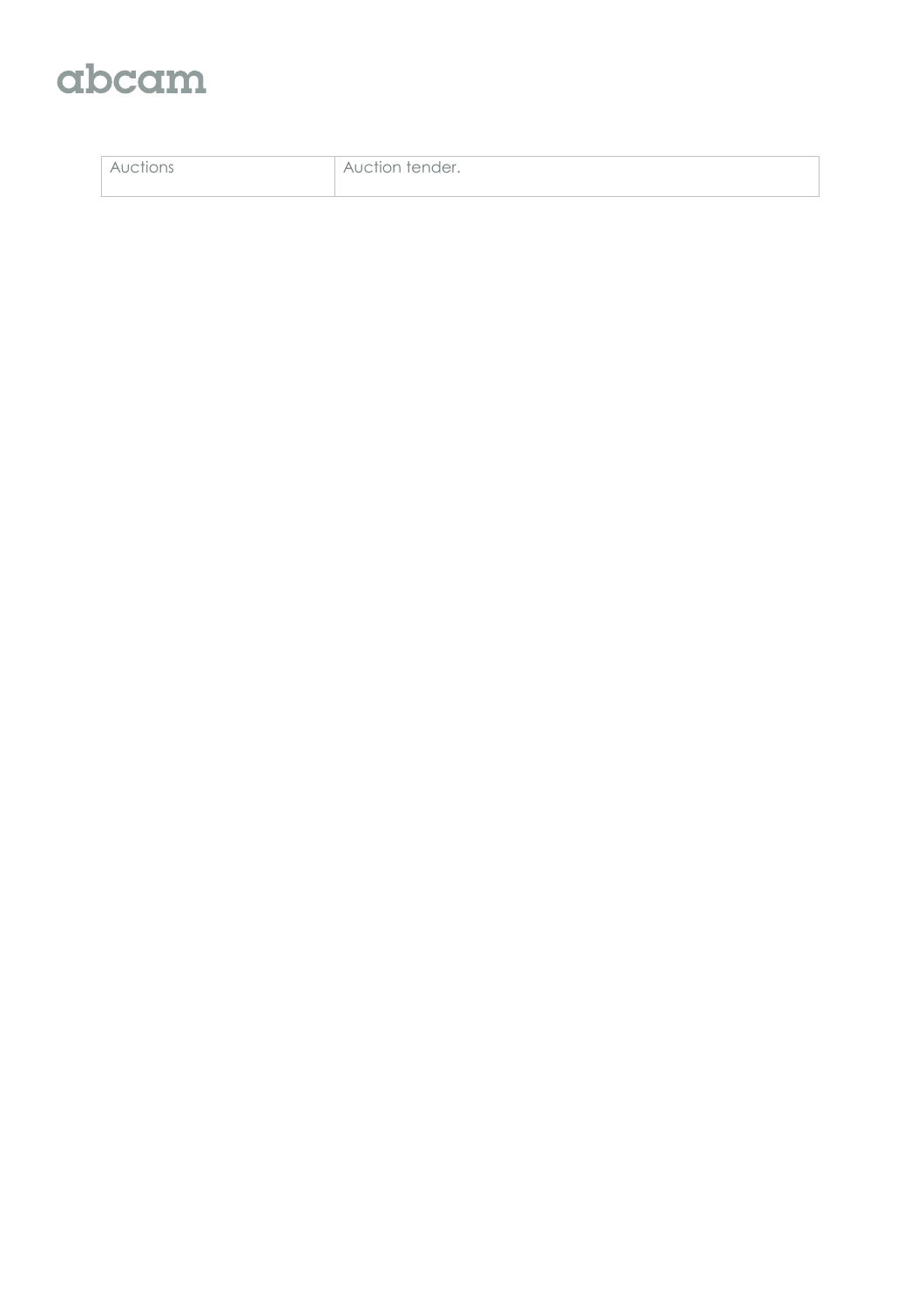| Auctions | Auction tender. |
| --- | --- |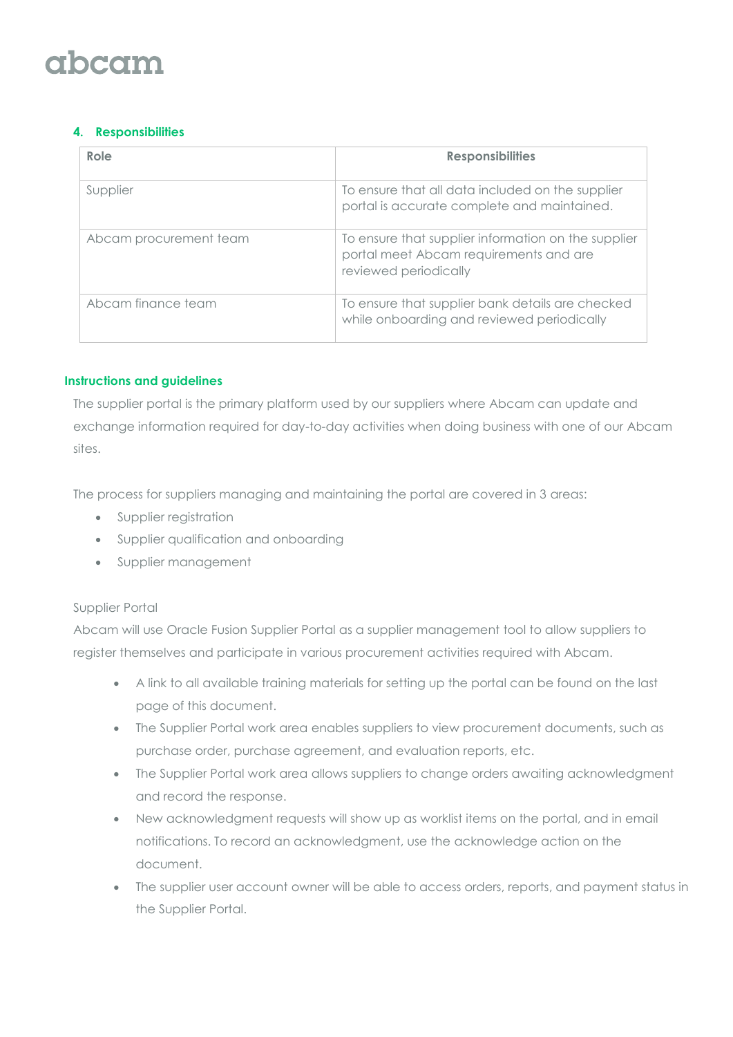## 4. Responsibilities

| Role | Responsibilities |
| --- | --- |
| Supplier | To ensure that all data included on the supplier portal is accurate complete and maintained. |
| Abcam procurement team | To ensure that supplier information on the supplier portal meet Abcam requirements and are reviewed periodically |
| Abcam finance team | To ensure that supplier bank details are checked while onboarding and reviewed periodically |

### Instructions and guidelines

The supplier portal is the primary platform used by our suppliers where Abcam can update and exchange information required for day-to-day activities when doing business with one of our Abcam sites.

The process for suppliers managing and maintaining the portal are covered in 3 areas:

- Supplier registration
- Supplier qualification and onboarding
- Supplier management

Supplier Portal

Abcam will use Oracle Fusion Supplier Portal as a supplier management tool to allow suppliers to register themselves and participate in various procurement activities required with Abcam.

- A link to all available training materials for setting up the portal can be found on the last page of this document.
- The Supplier Portal work area enables suppliers to view procurement documents, such as purchase order, purchase agreement, and evaluation reports, etc.
- The Supplier Portal work area allows suppliers to change orders awaiting acknowledgment and record the response.
- New acknowledgment requests will show up as worklist items on the portal, and in email notifications. To record an acknowledgment, use the acknowledge action on the document.
- The supplier user account owner will be able to access orders, reports, and payment status in the Supplier Portal.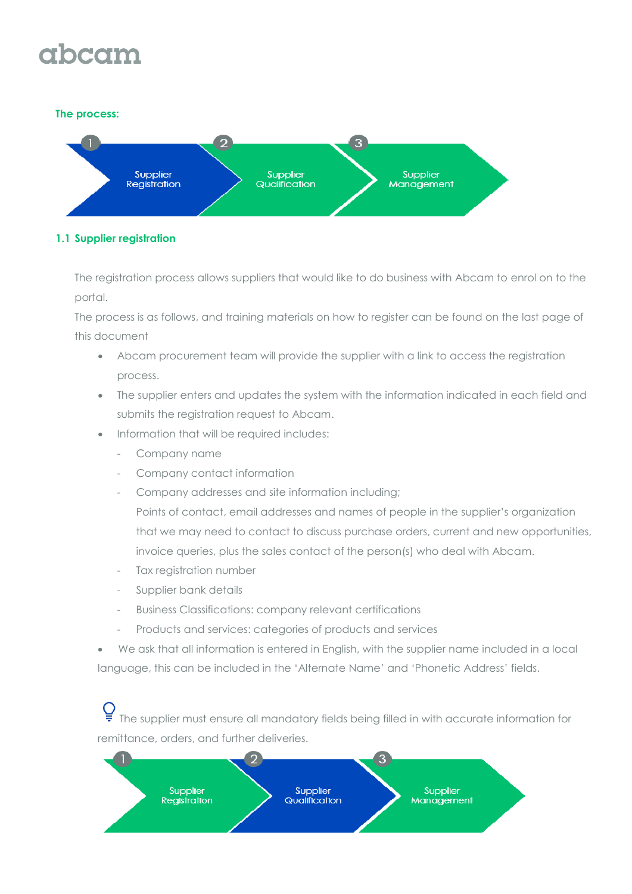**The process:**

1 Supplier Registration → 2 Supplier Qualification → 3 Supplier Management

## 1.1 Supplier registration

The registration process allows suppliers that would like to do business with Abcam to enrol on to the portal.

The process is as follows, and training materials on how to register can be found on the last page of this document

- Abcam procurement team will provide the supplier with a link to access the registration process.
- The supplier enters and updates the system with the information indicated in each field and submits the registration request to Abcam.
- Information that will be required includes:
  - Company name
  - Company contact information
  - Company addresses and site information including;
    Points of contact, email addresses and names of people in the supplier's organization that we may need to contact to discuss purchase orders, current and new opportunities, invoice queries, plus the sales contact of the person(s) who deal with Abcam.
  - Tax registration number
  - Supplier bank details
  - Business Classifications: company relevant certifications
  - Products and services: categories of products and services
- We ask that all information is entered in English, with the supplier name included in a local language, this can be included in the 'Alternate Name' and 'Phonetic Address' fields.

The supplier must ensure all mandatory fields being filled in with accurate information for remittance, orders, and further deliveries.

1 Supplier Registration → 2 Supplier Qualification → 3 Supplier Management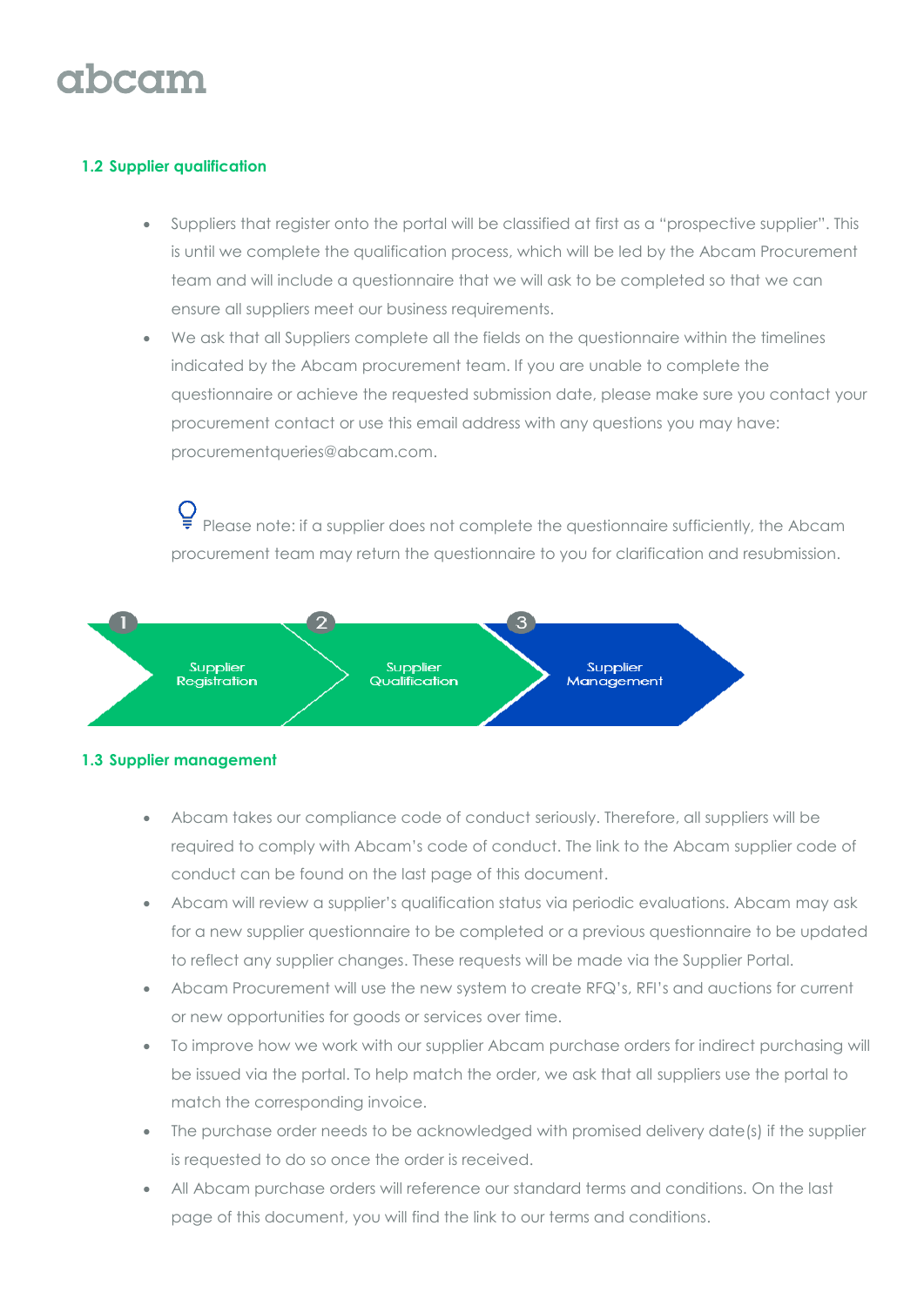### 1.2 Supplier qualification

- Suppliers that register onto the portal will be classified at first as a "prospective supplier". This is until we complete the qualification process, which will be led by the Abcam Procurement team and will include a questionnaire that we will ask to be completed so that we can ensure all suppliers meet our business requirements.
- We ask that all Suppliers complete all the fields on the questionnaire within the timelines indicated by the Abcam procurement team. If you are unable to complete the questionnaire or achieve the requested submission date, please make sure you contact your procurement contact or use this email address with any questions you may have: procurementqueries@abcam.com.

Please note: if a supplier does not complete the questionnaire sufficiently, the Abcam procurement team may return the questionnaire to you for clarification and resubmission.

1. Supplier Registration
2. Supplier Qualification
3. Supplier Management

### 1.3 Supplier management

- Abcam takes our compliance code of conduct seriously. Therefore, all suppliers will be required to comply with Abcam's code of conduct. The link to the Abcam supplier code of conduct can be found on the last page of this document.
- Abcam will review a supplier's qualification status via periodic evaluations. Abcam may ask for a new supplier questionnaire to be completed or a previous questionnaire to be updated to reflect any supplier changes. These requests will be made via the Supplier Portal.
- Abcam Procurement will use the new system to create RFQ's, RFI's and auctions for current or new opportunities for goods or services over time.
- To improve how we work with our supplier Abcam purchase orders for indirect purchasing will be issued via the portal. To help match the order, we ask that all suppliers use the portal to match the corresponding invoice.
- The purchase order needs to be acknowledged with promised delivery date(s) if the supplier is requested to do so once the order is received.
- All Abcam purchase orders will reference our standard terms and conditions. On the last page of this document, you will find the link to our terms and conditions.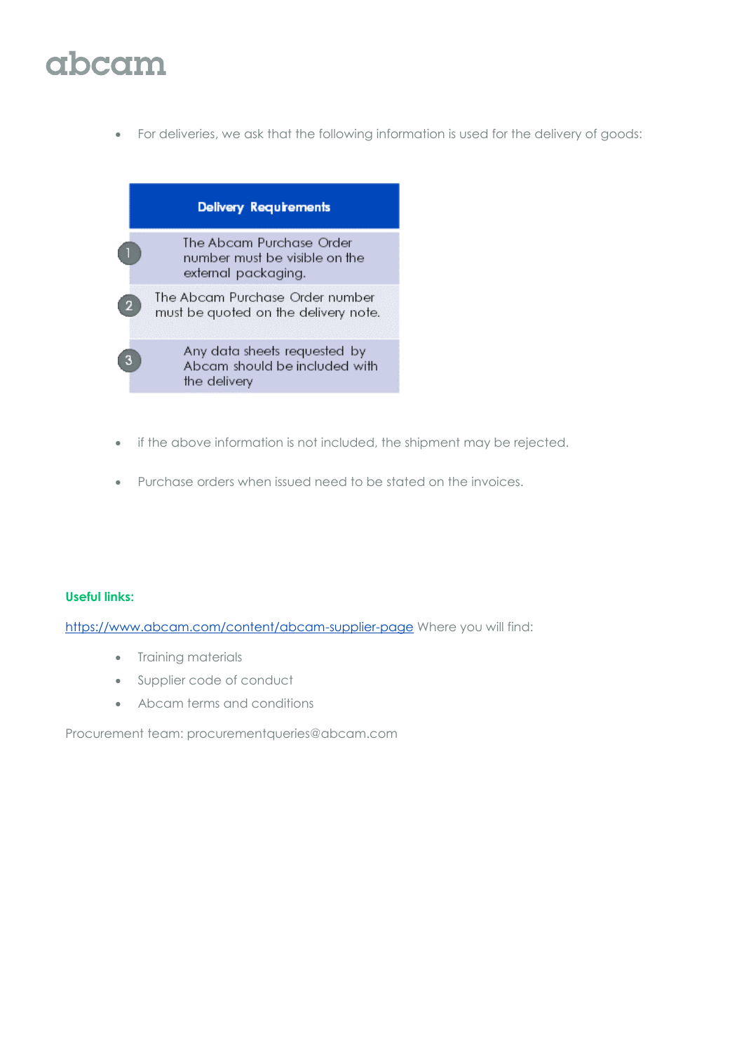- For deliveries, we ask that the following information is used for the delivery of goods:

| | Delivery Requirements |
|---|---|
| 1 | The Abcam Purchase Order number must be visible on the external packaging. |
| 2 | The Abcam Purchase Order number must be quoted on the delivery note. |
| 3 | Any data sheets requested by Abcam should be included with the delivery |

- if the above information is not included, the shipment may be rejected.
- Purchase orders when issued need to be stated on the invoices.

**Useful links:**

https://www.abcam.com/content/abcam-supplier-page Where you will find:

- Training materials
- Supplier code of conduct
- Abcam terms and conditions

Procurement team: procurementqueries@abcam.com